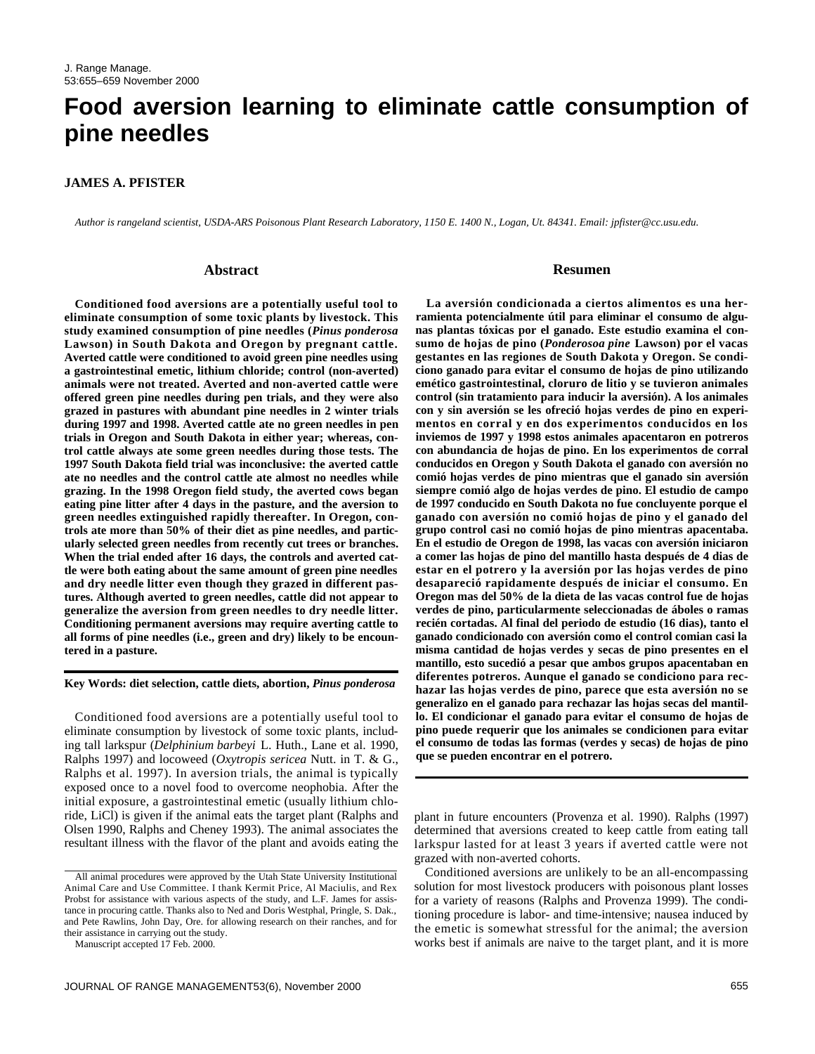# Food aversion learning to eliminate cattle consumption of pine needles

**JAMES A. PFISTER**

*Author is rangeland scientist, USDA-ARS Poisonous Plant Research Laboratory, 1150 E. 1400 N., Logan, Ut. 84341. Email: jpfister@cc.usu.edu.*

## Abstract

**Conditioned food aversions are a potentially useful tool to eliminate consumption of some toxic plants by livestock. This study examined consumption of pine needles (*Pinus ponderosa* Lawson) in South Dakota and Oregon by pregnant cattle. Averted cattle were conditioned to avoid green pine needles using a gastrointestinal emetic, lithium chloride; control (non-averted) animals were not treated. Averted and non-averted cattle were offered green pine needles during pen trials, and they were also grazed in pastures with abundant pine needles in 2 winter trials during 1997 and 1998. Averted cattle ate no green needles in pen trials in Oregon and South Dakota in either year; whereas, control cattle always ate some green needles during those tests. The 1997 South Dakota field trial was inconclusive: the averted cattle ate no needles and the control cattle ate almost no needles while grazing. In the 1998 Oregon field study, the averted cows began eating pine litter after 4 days in the pasture, and the aversion to green needles extinguished rapidly thereafter. In Oregon, controls ate more than 50% of their diet as pine needles, and particularly selected green needles from recently cut trees or branches. When the trial ended after 16 days, the controls and averted cattle were both eating about the same amount of green pine needles and dry needle litter even though they grazed in different pastures. Although averted to green needles, cattle did not appear to generalize the aversion from green needles to dry needle litter. Conditioning permanent aversions may require averting cattle to all forms of pine needles (i.e., green and dry) likely to be encountered in a pasture.**

## Resumen

**La aversión condicionada a ciertos alimentos es una herramienta potencialmente útil para eliminar el consumo de algunas plantas tóxicas por el ganado. Este estudio examina el consumo de hojas de pino (*Ponderosoa pine* Lawson) por el vacas gestantes en las regiones de South Dakota y Oregon. Se condiciono ganado para evitar el consumo de hojas de pino utilizando emético gastrointestinal, cloruro de lithium y se tuvieron animales control (sin tratamiento para inducir la aversión). A los animales con y sin aversión se les ofreció hojas verdes de pino en experimentos en corral y en dos experimentos conducidos en los inviernos de 1997 y 1998 estos animales apacentaron en potreros con abundancia de hojas de pino. En los experimentos de corral conducidos en Oregon y South Dakota el ganado con aversión no comió hojas verdes de pino mientras que el ganado sin aversión siempre comió algo de hojas verdes de pino. El estudio de campo de 1997 conducido en South Dakota no fue concluyente porque el ganado con aversión no comió hojas de pino y el ganado del grupo control casi no comió hojas de pino mientras apacentaba. En el estudio de Oregon de 1998, las vacas con aversión iniciaron a comer las hojas de pino del mantillo hasta después de 4 dias de estar en el potrero y la aversión por las hojas verdes de pino desapareció rapidamente después de iniciar el consumo. En Oregon mas del 50% de la dieta de las vacas control fue de hojas verdes de pino, particularmente seleccionadas de áboles o ramas recién cortadas. Al final del periodo de estudio (16 dias), tanto el ganado condicionado con aversión como el control comian casi la misma cantidad de hojas verdes y secas de pino presentes en el mantillo, esto sucedió a pesar que ambos grupos apacentaban en diferentes potreros. Aunque el ganado se condiciono para rechazar las hojas verdes de pino, parece que esta aversión no se generalizo en el ganado para rechazar las hojas secas del mantillo. El condicionar el ganado para evitar el consumo de hojas de pino puede requerir que los animales se condicionen para evitar el consumo de todas las formas (verdes y secas) de hojas de pino que se pueden encontrar en el potrero.**

**Key Words: diet selection, cattle diets, abortion, *Pinus ponderosa***

Conditioned food aversions are a potentially useful tool to eliminate consumption by livestock of some toxic plants, including tall larkspur (*Delphinium barbeyi* L. Huth., Lane et al. 1990, Ralphs 1997) and locoweed (*Oxytropis sericea* Nutt. in T. & G., Ralphs et al. 1997). In aversion trials, the animal is typically exposed once to a novel food to overcome neophobia. After the initial exposure, a gastrointestinal emetic (usually lithium chloride, LiCl) is given if the animal eats the target plant (Ralphs and Olsen 1990, Ralphs and Cheney 1993). The animal associates the resultant illness with the flavor of the plant and avoids eating the plant in future encounters (Provenza et al. 1990). Ralphs (1997) determined that aversions created to keep cattle from eating tall larkspur lasted for at least 3 years if averted cattle were not grazed with non-averted cohorts.

Conditioned aversions are unlikely to be an all-encompassing solution for most livestock producers with poisonous plant losses for a variety of reasons (Ralphs and Provenza 1999). The conditioning procedure is labor- and time-intensive; nausea induced by the emetic is somewhat stressful for the animal; the aversion works best if animals are naive to the target plant, and it is more

---

All animal procedures were approved by the Utah State University Institutional Animal Care and Use Committee. I thank Kermit Price, Al Maciulis, and Rex Probst for assistance with various aspects of the study, and L.F. James for assistance in procuring cattle. Thanks also to Ned and Doris Westphal, Pringle, S. Dak., and Pete Rawlins, John Day, Ore. for allowing research on their ranches, and for their assistance in carrying out the study.

Manuscript accepted 17 Feb. 2000.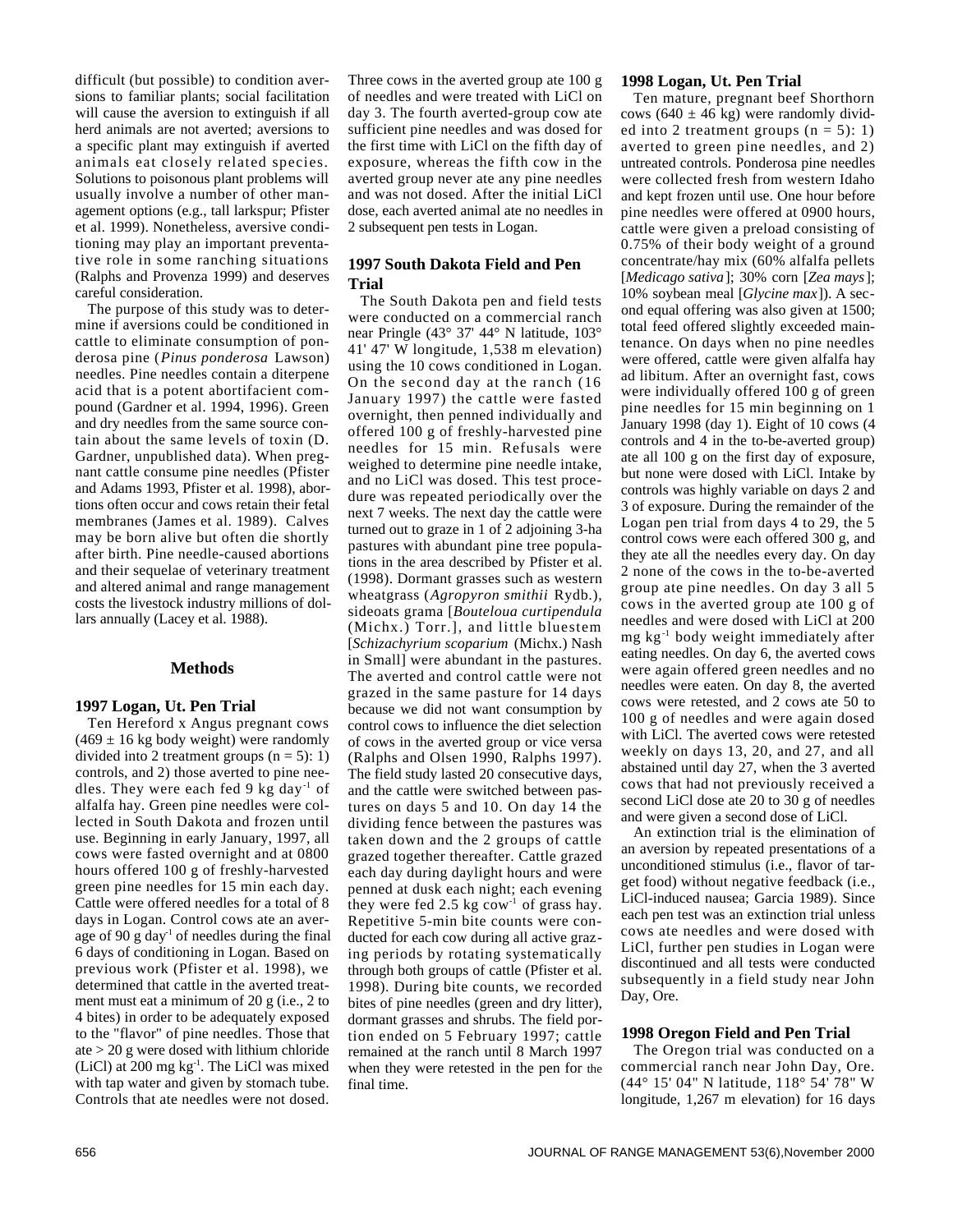difficult (but possible) to condition aversions to familiar plants; social facilitation will cause the aversion to extinguish if all herd animals are not averted; aversions to a specific plant may extinguish if averted animals eat closely related species. Solutions to poisonous plant problems will usually involve a number of other management options (e.g., tall larkspur; Pfister et al. 1999). Nonetheless, aversive conditioning may play an important preventative role in some ranching situations (Ralphs and Provenza 1999) and deserves careful consideration.

The purpose of this study was to determine if aversions could be conditioned in cattle to eliminate consumption of ponderosa pine (*Pinus ponderosa* Lawson) needles. Pine needles contain a diterpene acid that is a potent abortifacient compound (Gardner et al. 1994, 1996). Green and dry needles from the same source contain about the same levels of toxin (D. Gardner, unpublished data). When pregnant cattle consume pine needles (Pfister and Adams 1993, Pfister et al. 1998), abortions often occur and cows retain their fetal membranes (James et al. 1989). Calves may be born alive but often die shortly after birth. Pine needle-caused abortions and their sequelae of veterinary treatment and altered animal and range management costs the livestock industry millions of dollars annually (Lacey et al. 1988).

## Methods

### 1997 Logan, Ut. Pen Trial

Ten Hereford x Angus pregnant cows (469 ± 16 kg body weight) were randomly divided into 2 treatment groups (n = 5): 1) controls, and 2) those averted to pine needles. They were each fed 9 kg day$^{-1}$ of alfalfa hay. Green pine needles were collected in South Dakota and frozen until use. Beginning in early January, 1997, all cows were fasted overnight and at 0800 hours offered 100 g of freshly-harvested green pine needles for 15 min each day. Cattle were offered needles for a total of 8 days in Logan. Control cows ate an average of 90 g day$^{-1}$ of needles during the final 6 days of conditioning in Logan. Based on previous work (Pfister et al. 1998), we determined that cattle in the averted treatment must eat a minimum of 20 g (i.e., 2 to 4 bites) in order to be adequately exposed to the "flavor" of pine needles. Those that ate > 20 g were dosed with lithium chloride (LiCl) at 200 mg kg$^{-1}$. The LiCl was mixed with tap water and given by stomach tube. Controls that ate needles were not dosed. Three cows in the averted group ate 100 g of needles and were treated with LiCl on day 3. The fourth averted-group cow ate sufficient pine needles and was dosed for the first time with LiCl on the fifth day of exposure, whereas the fifth cow in the averted group never ate any pine needles and was not dosed. After the initial LiCl dose, each averted animal ate no needles in 2 subsequent pen tests in Logan.

### 1997 South Dakota Field and Pen Trial

The South Dakota pen and field tests were conducted on a commercial ranch near Pringle (43° 37' 44° N latitude, 103° 41' 47' W longitude, 1,538 m elevation) using the 10 cows conditioned in Logan. On the second day at the ranch (16 January 1997) the cattle were fasted overnight, then penned individually and offered 100 g of freshly-harvested pine needles for 15 min. Refusals were weighed to determine pine needle intake, and no LiCl was dosed. This test procedure was repeated periodically over the next 7 weeks. The next day the cattle were turned out to graze in 1 of 2 adjoining 3-ha pastures with abundant pine tree populations in the area described by Pfister et al. (1998). Dormant grasses such as western wheatgrass (*Agropyron smithii* Rydb.), sideoats grama [*Bouteloua curtipendula* (Michx.) Torr.], and little bluestem [*Schizachyrium scoparium* (Michx.) Nash in Small] were abundant in the pastures. The averted and control cattle were not grazed in the same pasture for 14 days because we did not want consumption by control cows to influence the diet selection of cows in the averted group or vice versa (Ralphs and Olsen 1990, Ralphs 1997). The field study lasted 20 consecutive days, and the cattle were switched between pastures on days 5 and 10. On day 14 the dividing fence between the pastures was taken down and the 2 groups of cattle grazed together thereafter. Cattle grazed each day during daylight hours and were penned at dusk each night; each evening they were fed 2.5 kg cow$^{-1}$ of grass hay. Repetitive 5-min bite counts were conducted for each cow during all active grazing periods by rotating systematically through both groups of cattle (Pfister et al. 1998). During bite counts, we recorded bites of pine needles (green and dry litter), dormant grasses and shrubs. The field portion ended on 5 February 1997; cattle remained at the ranch until 8 March 1997 when they were retested in the pen for the final time.

### 1998 Logan, Ut. Pen Trial

Ten mature, pregnant beef Shorthorn cows (640 ± 46 kg) were randomly divided into 2 treatment groups (n = 5): 1) averted to green pine needles, and 2) untreated controls. Ponderosa pine needles were collected fresh from western Idaho and kept frozen until use. One hour before pine needles were offered at 0900 hours, cattle were given a preload consisting of 0.75% of their body weight of a ground concentrate/hay mix (60% alfalfa pellets [*Medicago sativa*]; 30% corn [*Zea mays*]; 10% soybean meal [*Glycine max*]). A second equal offering was also given at 1500; total feed offered slightly exceeded maintenance. On days when no pine needles were offered, cattle were given alfalfa hay ad libitum. After an overnight fast, cows were individually offered 100 g of green pine needles for 15 min beginning on 1 January 1998 (day 1). Eight of 10 cows (4 controls and 4 in the to-be-averted group) ate all 100 g on the first day of exposure, but none were dosed with LiCl. Intake by controls was highly variable on days 2 and 3 of exposure. During the remainder of the Logan pen trial from days 4 to 29, the 5 control cows were each offered 300 g, and they ate all the needles every day. On day 2 none of the cows in the to-be-averted group ate pine needles. On day 3 all 5 cows in the averted group ate 100 g of needles and were dosed with LiCl at 200 mg kg$^{-1}$ body weight immediately after eating needles. On day 6, the averted cows were again offered green needles and no needles were eaten. On day 8, the averted cows were retested, and 2 cows ate 50 to 100 g of needles and were again dosed with LiCl. The averted cows were retested weekly on days 13, 20, and 27, and all abstained until day 27, when the 3 averted cows that had not previously received a second LiCl dose ate 20 to 30 g of needles and were given a second dose of LiCl.

An extinction trial is the elimination of an aversion by repeated presentations of a unconditioned stimulus (i.e., flavor of target food) without negative feedback (i.e., LiCl-induced nausea; Garcia 1989). Since each pen test was an extinction trial unless cows ate needles and were dosed with LiCl, further pen studies in Logan were discontinued and all tests were conducted subsequently in a field study near John Day, Ore.

### 1998 Oregon Field and Pen Trial

The Oregon trial was conducted on a commercial ranch near John Day, Ore. (44° 15' 04" N latitude, 118° 54' 78" W longitude, 1,267 m elevation) for 16 days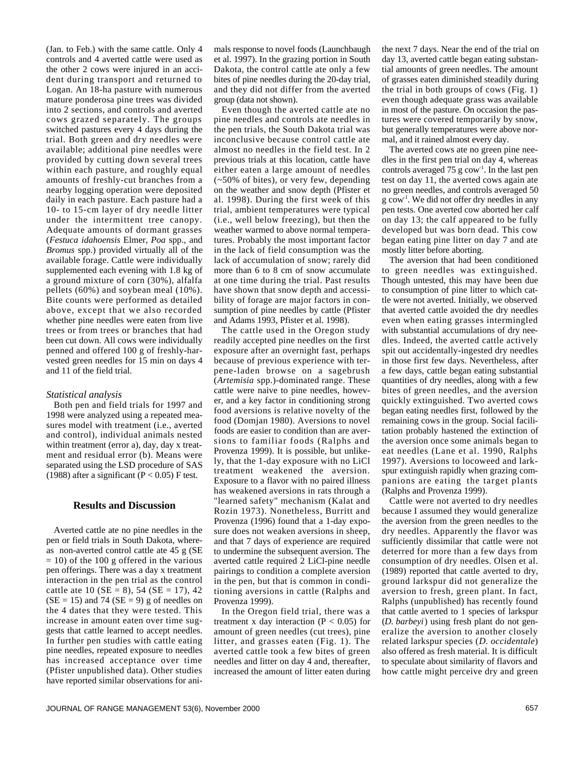(Jan. to Feb.) with the same cattle. Only 4 controls and 4 averted cattle were used as the other 2 cows were injured in an accident during transport and returned to Logan. An 18-ha pasture with numerous mature ponderosa pine trees was divided into 2 sections, and controls and averted cows grazed separately. The groups switched pastures every 4 days during the trial. Both green and dry needles were available; additional pine needles were provided by cutting down several trees within each pasture, and roughly equal amounts of freshly-cut branches from a nearby logging operation were deposited daily in each pasture. Each pasture had a 10- to 15-cm layer of dry needle litter under the intermittent tree canopy. Adequate amounts of dormant grasses (*Festuca idahoensis* Elmer, *Poa* spp., and *Bromus* spp.) provided virtually all of the available forage. Cattle were individually supplemented each evening with 1.8 kg of a ground mixture of corn (30%), alfalfa pellets (60%) and soybean meal (10%). Bite counts were performed as detailed above, except that we also recorded whether pine needles were eaten from live trees or from trees or branches that had been cut down. All cows were individually penned and offered 100 g of freshly-harvested green needles for 15 min on days 4 and 11 of the field trial.

### *Statistical analysis*

Both pen and field trials for 1997 and 1998 were analyzed using a repeated measures model with treatment (i.e., averted and control), individual animals nested within treatment (error a), day, day x treatment and residual error (b). Means were separated using the LSD procedure of SAS (1988) after a significant ($P < 0.05$) F test.

## Results and Discussion

Averted cattle ate no pine needles in the pen or field trials in South Dakota, whereas non-averted control cattle ate 45 g (SE = 10) of the 100 g offered in the various pen offerings. There was a day x treatment interaction in the pen trial as the control cattle ate 10 (SE = 8), 54 (SE = 17), 42 (SE = 15) and 74 (SE = 9) g of needles on the 4 dates that they were tested. This increase in amount eaten over time suggests that cattle learned to accept needles. In further pen studies with cattle eating pine needles, repeated exposure to needles has increased acceptance over time (Pfister unpublished data). Other studies have reported similar observations for animals response to novel foods (Launchbaugh et al. 1997). In the grazing portion in South Dakota, the control cattle ate only a few bites of pine needles during the 20-day trial, and they did not differ from the averted group (data not shown).

Even though the averted cattle ate no pine needles and controls ate needles in the pen trials, the South Dakota trial was inconclusive because control cattle ate almost no needles in the field test. In 2 previous trials at this location, cattle have either eaten a large amount of needles (~50% of bites), or very few, depending on the weather and snow depth (Pfister et al. 1998). During the first week of this trial, ambient temperatures were typical (i.e., well below freezing), but then the weather warmed to above normal temperatures. Probably the most important factor in the lack of field consumption was the lack of accumulation of snow; rarely did more than 6 to 8 cm of snow accumulate at one time during the trial. Past results have shown that snow depth and accessibility of forage are major factors in consumption of pine needles by cattle (Pfister and Adams 1993, Pfister et al. 1998).

The cattle used in the Oregon study readily accepted pine needles on the first exposure after an overnight fast, perhaps because of previous experience with terpene-laden browse on a sagebrush (*Artemisia* spp.)-dominated range. These cattle were naive to pine needles, however, and a key factor in conditioning strong food aversions is relative novelty of the food (Domjan 1980). Aversions to novel foods are easier to condition than are aversions to familiar foods (Ralphs and Provenza 1999). It is possible, but unlikely, that the 1-day exposure with no LiCl treatment weakened the aversion. Exposure to a flavor with no paired illness has weakened aversions in rats through a "learned safety" mechanism (Kalat and Rozin 1973). Nonetheless, Burritt and Provenza (1996) found that a 1-day exposure does not weaken aversions in sheep, and that 7 days of experience are required to undermine the subsequent aversion. The averted cattle required 2 LiCl-pine needle pairings to condition a complete aversion in the pen, but that is common in conditioning aversions in cattle (Ralphs and Provenza 1999).

In the Oregon field trial, there was a treatment x day interaction ($P < 0.05$) for amount of green needles (cut trees), pine litter, and grasses eaten (Fig. 1). The averted cattle took a few bites of green needles and litter on day 4 and, thereafter, increased the amount of litter eaten during the next 7 days. Near the end of the trial on day 13, averted cattle began eating substantial amounts of green needles. The amount of grasses eaten diminished steadily during the trial in both groups of cows (Fig. 1) even though adequate grass was available in most of the pasture. On occasion the pastures were covered temporarily by snow, but generally temperatures were above normal, and it rained almost every day.

The averted cows ate no green pine needles in the first pen trial on day 4, whereas controls averaged 75 g cow$^{-1}$. In the last pen test on day 11, the averted cows again ate no green needles, and controls averaged 50 g cow$^{-1}$. We did not offer dry needles in any pen tests. One averted cow aborted her calf on day 13; the calf appeared to be fully developed but was born dead. This cow began eating pine litter on day 7 and ate mostly litter before aborting.

The aversion that had been conditioned to green needles was extinguished. Though untested, this may have been due to consumption of pine litter to which cattle were not averted. Initially, we observed that averted cattle avoided the dry needles even when eating grasses intermingled with substantial accumulations of dry needles. Indeed, the averted cattle actively spit out accidentally-ingested dry needles in those first few days. Nevertheless, after a few days, cattle began eating substantial quantities of dry needles, along with a few bites of green needles, and the aversion quickly extinguished. Two averted cows began eating needles first, followed by the remaining cows in the group. Social facilitation probably hastened the extinction of the aversion once some animals began to eat needles (Lane et al. 1990, Ralphs 1997). Aversions to locoweed and larkspur extinguish rapidly when grazing companions are eating the target plants (Ralphs and Provenza 1999).

Cattle were not averted to dry needles because I assumed they would generalize the aversion from the green needles to the dry needles. Apparently the flavor was sufficiently dissimilar that cattle were not deterred for more than a few days from consumption of dry needles. Olsen et al. (1989) reported that cattle averted to dry, ground larkspur did not generalize the aversion to fresh, green plant. In fact, Ralphs (unpublished) has recently found that cattle averted to 1 species of larkspur (*D. barbeyi*) using fresh plant do not generalize the aversion to another closely related larkspur species (*D. occidentale*) also offered as fresh material. It is difficult to speculate about similarity of flavors and how cattle might perceive dry and green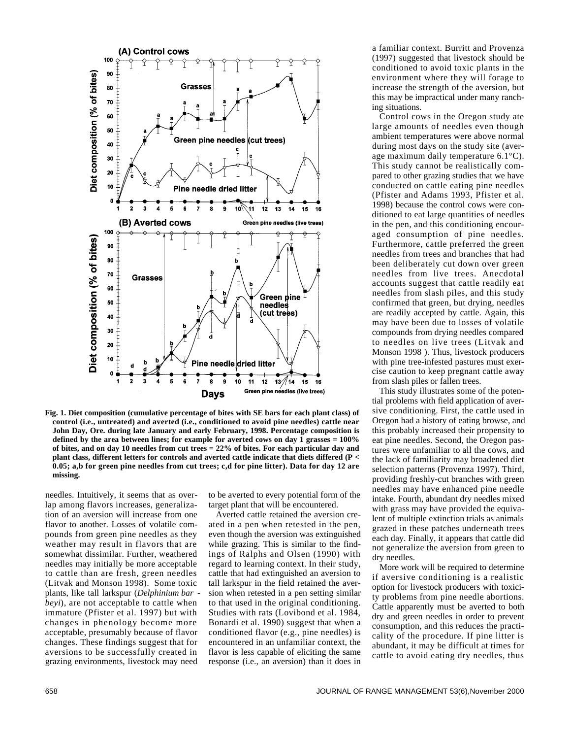(A) Control cows

Diet composition (% of bites)

100
90
80
70
60
50
40
30
20
10
0

Grasses

Green pine needles (cut trees)

Pine needle dried litter

a
a
a
a
a
a
a
a
a
a
c
c
c
c
c

1 2 3 4 5 6 7 8 9 10 11 12 13 14 15 16

Green pine needles (live trees)

(B) Averted cows

Diet composition (% of bites)

100
90
80
70
60
50
40
30
20
10
0

Grasses

Green pine needles (cut trees)

Pine needle dried litter

b
b
b
b
b
b
b
b
b
b
d
d
d
d
d

1 2 3 4 5 6 7 8 9 10 11 12 13 14 15 16

Days

Green pine needles (live trees)

**Fig. 1. Diet composition (cumulative percentage of bites with SE bars for each plant class) of control (i.e., untreated) and averted (i.e., conditioned to avoid pine needles) cattle near John Day, Ore. during late January and early February, 1998. Percentage composition is defined by the area between lines; for example for averted cows on day 1 grasses = 100% of bites, and on day 10 needles from cut trees = 22% of bites. For each particular day and plant class, different letters for controls and averted cattle indicate that diets differed ($P < 0.05$; a,b for green pine needles from cut trees; c,d for pine litter). Data for day 12 are missing.**

needles. Intuitively, it seems that as overlap among flavors increases, generalization of an aversion will increase from one flavor to another. Losses of volatile compounds from green pine needles as they weather may result in flavors that are somewhat dissimilar. Further, weathered needles may initially be more acceptable to cattle than are fresh, green needles (Litvak and Monson 1998). Some toxic plants, like tall larkspur (*Delphinium barbeyi*), are not acceptable to cattle when immature (Pfister et al. 1997) but with changes in phenology become more acceptable, presumably because of flavor changes. These findings suggest that for aversions to be successfully created in grazing environments, livestock may need to be averted to every potential form of the target plant that will be encountered.

Averted cattle retained the aversion created in a pen when retested in the pen, even though the aversion was extinguished while grazing. This is similar to the findings of Ralphs and Olsen (1990) with regard to learning context. In their study, cattle that had extinguished an aversion to tall larkspur in the field retained the aversion when retested in a pen setting similar to that used in the original conditioning. Studies with rats (Lovibond et al. 1984, Bonardi et al. 1990) suggest that when a conditioned flavor (e.g., pine needles) is encountered in an unfamiliar context, the flavor is less capable of eliciting the same response (i.e., an aversion) than it does in a familiar context. Burritt and Provenza (1997) suggested that livestock should be conditioned to avoid toxic plants in the environment where they will forage to increase the strength of the aversion, but this may be impractical under many ranching situations.

Control cows in the Oregon study ate large amounts of needles even though ambient temperatures were above normal during most days on the study site (average maximum daily temperature 6.1°C). This study cannot be realistically compared to other grazing studies that we have conducted on cattle eating pine needles (Pfister and Adams 1993, Pfister et al. 1998) because the control cows were conditioned to eat large quantities of needles in the pen, and this conditioning encouraged consumption of pine needles. Furthermore, cattle preferred the green needles from trees and branches that had been deliberately cut down over green needles from live trees. Anecdotal accounts suggest that cattle readily eat needles from slash piles, and this study confirmed that green, but drying, needles are readily accepted by cattle. Again, this may have been due to losses of volatile compounds from drying needles compared to needles on live trees (Litvak and Monson 1998 ). Thus, livestock producers with pine tree-infested pastures must exercise caution to keep pregnant cattle away from slash piles or fallen trees.

This study illustrates some of the potential problems with field application of aversive conditioning. First, the cattle used in Oregon had a history of eating browse, and this probably increased their propensity to eat pine needles. Second, the Oregon pastures were unfamiliar to all the cows, and the lack of familiarity may broadened diet selection patterns (Provenza 1997). Third, providing freshly-cut branches with green needles may have enhanced pine needle intake. Fourth, abundant dry needles mixed with grass may have provided the equivalent of multiple extinction trials as animals grazed in these patches underneath trees each day. Finally, it appears that cattle did not generalize the aversion from green to dry needles.

More work will be required to determine if aversive conditioning is a realistic option for livestock producers with toxicity problems from pine needle abortions. Cattle apparently must be averted to both dry and green needles in order to prevent consumption, and this reduces the practicality of the procedure. If pine litter is abundant, it may be difficult at times for cattle to avoid eating dry needles, thus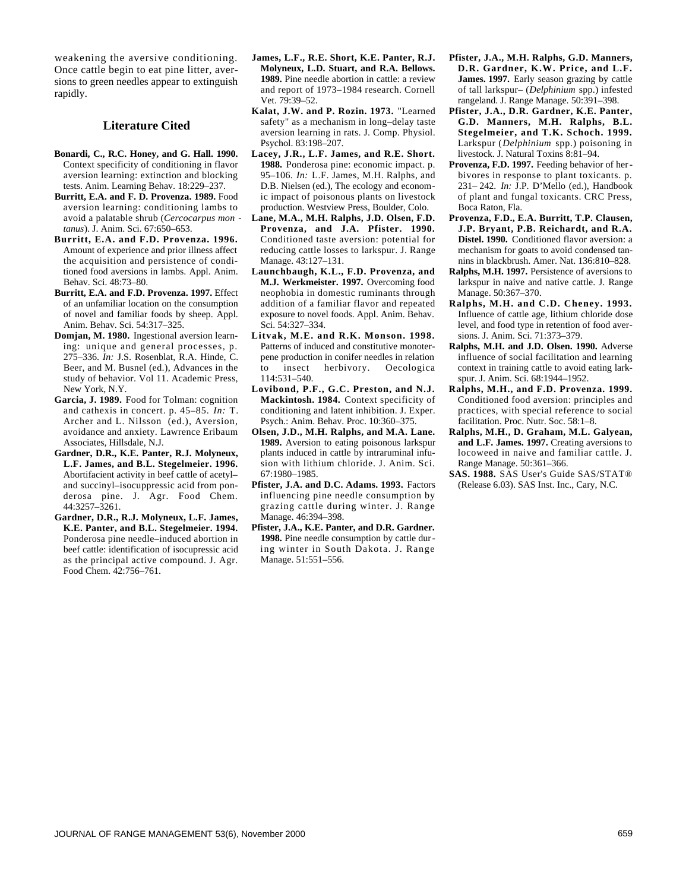weakening the aversive conditioning. Once cattle begin to eat pine litter, aversions to green needles appear to extinguish rapidly.

## Literature Cited

**Bonardi, C., R.C. Honey, and G. Hall. 1990.** Context specificity of conditioning in flavor aversion learning: extinction and blocking tests. Anim. Learning Behav. 18:229–237.

**Burritt, E.A. and F. D. Provenza. 1989.** Food aversion learning: conditioning lambs to avoid a palatable shrub (*Cercocarpus montanus*). J. Anim. Sci. 67:650–653.

**Burritt, E.A. and F.D. Provenza. 1996.** Amount of experience and prior illness affect the acquisition and persistence of conditioned food aversions in lambs. Appl. Anim. Behav. Sci. 48:73–80.

**Burritt, E.A. and F.D. Provenza. 1997.** Effect of an unfamiliar location on the consumption of novel and familiar foods by sheep. Appl. Anim. Behav. Sci. 54:317–325.

**Domjan, M. 1980.** Ingestional aversion learning: unique and general processes, p. 275–336. *In:* J.S. Rosenblat, R.A. Hinde, C. Beer, and M. Busnel (ed.), Advances in the study of behavior. Vol 11. Academic Press, New York, N.Y.

**Garcia, J. 1989.** Food for Tolman: cognition and cathexis in concert. p. 45–85. *In:* T. Archer and L. Nilsson (ed.), Aversion, avoidance and anxiety. Lawrence Eribaum Associates, Hillsdale, N.J.

**Gardner, D.R., K.E. Panter, R.J. Molyneux, L.F. James, and B.L. Stegelmeier. 1996.** Abortifacient activity in beef cattle of acetyl– and succinyl–isocuppressic acid from ponderosa pine. J. Agr. Food Chem. 44:3257–3261.

**Gardner, D.R., R.J. Molyneux, L.F. James, K.E. Panter, and B.L. Stegelmeier. 1994.** Ponderosa pine needle–induced abortion in beef cattle: identification of isocupressic acid as the principal active compound. J. Agr. Food Chem. 42:756–761.

**James, L.F., R.E. Short, K.E. Panter, R.J. Molyneux, L.D. Stuart, and R.A. Bellows. 1989.** Pine needle abortion in cattle: a review and report of 1973–1984 research. Cornell Vet. 79:39–52.

**Kalat, J.W. and P. Rozin. 1973.** "Learned safety" as a mechanism in long–delay taste aversion learning in rats. J. Comp. Physiol. Psychol. 83:198–207.

**Lacey, J.R., L.F. James, and R.E. Short. 1988.** Ponderosa pine: economic impact. p. 95–106. *In:* L.F. James, M.H. Ralphs, and D.B. Nielsen (ed.), The ecology and economic impact of poisonous plants on livestock production. Westview Press, Boulder, Colo.

**Lane, M.A., M.H. Ralphs, J.D. Olsen, F.D. Provenza, and J.A. Pfister. 1990.** Conditioned taste aversion: potential for reducing cattle losses to larkspur. J. Range Manage. 43:127–131.

**Launchbaugh, K.L., F.D. Provenza, and M.J. Werkmeister. 1997.** Overcoming food neophobia in domestic ruminants through addition of a familiar flavor and repeated exposure to novel foods. Appl. Anim. Behav. Sci. 54:327–334.

**Litvak, M.E. and R.K. Monson. 1998.** Patterns of induced and constitutive monoterpene production in conifer needles in relation to insect herbivory. Oecologica 114:531–540.

**Lovibond, P.F., G.C. Preston, and N.J. Mackintosh. 1984.** Context specificity of conditioning and latent inhibition. J. Exper. Psych.: Anim. Behav. Proc. 10:360–375.

**Olsen, J.D., M.H. Ralphs, and M.A. Lane. 1989.** Aversion to eating poisonous larkspur plants induced in cattle by intraruminal infusion with lithium chloride. J. Anim. Sci. 67:1980–1985.

**Pfister, J.A. and D.C. Adams. 1993.** Factors influencing pine needle consumption by grazing cattle during winter. J. Range Manage. 46:394–398.

**Pfister, J.A., K.E. Panter, and D.R. Gardner. 1998.** Pine needle consumption by cattle during winter in South Dakota. J. Range Manage. 51:551–556.

**Pfister, J.A., M.H. Ralphs, G.D. Manners, D.R. Gardner, K.W. Price, and L.F. James. 1997.** Early season grazing by cattle of tall larkspur– (*Delphinium* spp.) infested rangeland. J. Range Manage. 50:391–398.

**Pfister, J.A., D.R. Gardner, K.E. Panter, G.D. Manners, M.H. Ralphs, B.L. Stegelmeier, and T.K. Schoch. 1999.** Larkspur (*Delphinium* spp.) poisoning in livestock. J. Natural Toxins 8:81–94.

**Provenza, F.D. 1997.** Feeding behavior of herbivores in response to plant toxicants. p. 231– 242. *In:* J.P. D'Mello (ed.), Handbook of plant and fungal toxicants. CRC Press, Boca Raton, Fla.

**Provenza, F.D., E.A. Burritt, T.P. Clausen, J.P. Bryant, P.B. Reichardt, and R.A. Distel. 1990.** Conditioned flavor aversion: a mechanism for goats to avoid condensed tannins in blackbrush. Amer. Nat. 136:810–828.

**Ralphs, M.H. 1997.** Persistence of aversions to larkspur in naive and native cattle. J. Range Manage. 50:367–370.

**Ralphs, M.H. and C.D. Cheney. 1993.** Influence of cattle age, lithium chloride dose level, and food type in retention of food aversions. J. Anim. Sci. 71:373–379.

**Ralphs, M.H. and J.D. Olsen. 1990.** Adverse influence of social facilitation and learning context in training cattle to avoid eating larkspur. J. Anim. Sci. 68:1944–1952.

**Ralphs, M.H., and F.D. Provenza. 1999.** Conditioned food aversion: principles and practices, with special reference to social facilitation. Proc. Nutr. Soc. 58:1–8.

**Ralphs, M.H., D. Graham, M.L. Galyean, and L.F. James. 1997.** Creating aversions to locoweed in naive and familiar cattle. J. Range Manage. 50:361–366.

**SAS. 1988.** SAS User's Guide SAS/STAT® (Release 6.03). SAS Inst. Inc., Cary, N.C.